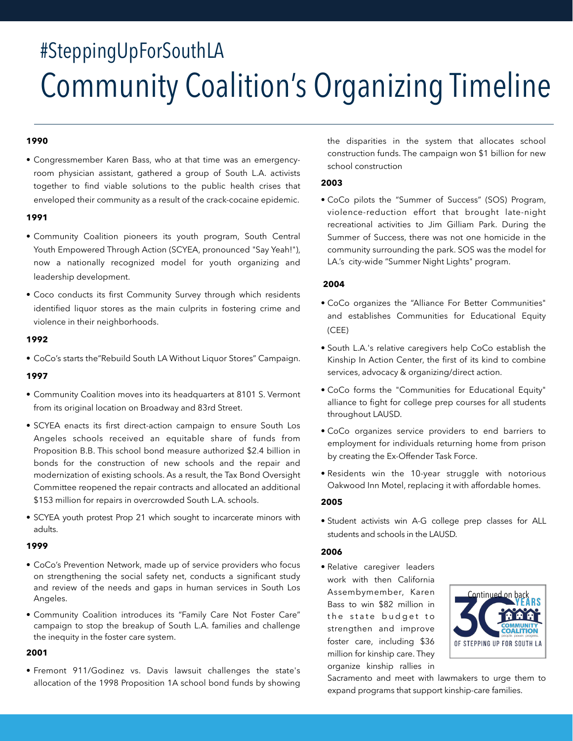#SteppingUpForSouthLA

# Community Coalition's Organizing Timeline

**1990**

- Congressmember Karen Bass, who at that time was an emergency-room physician assistant, gathered a group of South L.A. activists together to find viable solutions to the public health crises that enveloped their community as a result of the crack-cocaine epidemic.

**1991**

- Community Coalition pioneers its youth program, South Central Youth Empowered Through Action (SCYEA, pronounced "Say Yeah!"), now a nationally recognized model for youth organizing and leadership development.
- Coco conducts its first Community Survey through which residents identified liquor stores as the main culprits in fostering crime and violence in their neighborhoods.

**1992**

- CoCo's starts the"Rebuild South LA Without Liquor Stores" Campaign.

**1997**

- Community Coalition moves into its headquarters at 8101 S. Vermont from its original location on Broadway and 83rd Street.
- SCYEA enacts its first direct-action campaign to ensure South Los Angeles schools received an equitable share of funds from Proposition B.B. This school bond measure authorized $2.4 billion in bonds for the construction of new schools and the repair and modernization of existing schools. As a result, the Tax Bond Oversight Committee reopened the repair contracts and allocated an additional $153 million for repairs in overcrowded South L.A. schools.
- SCYEA youth protest Prop 21 which sought to incarcerate minors with adults.

**1999**

- CoCo's Prevention Network, made up of service providers who focus on strengthening the social safety net, conducts a significant study and review of the needs and gaps in human services in South Los Angeles.
- Community Coalition introduces its "Family Care Not Foster Care" campaign to stop the breakup of South L.A. families and challenge the inequity in the foster care system.

**2001**

- Fremont 911/Godinez vs. Davis lawsuit challenges the state's allocation of the 1998 Proposition 1A school bond funds by showing the disparities in the system that allocates school construction funds. The campaign won $1 billion for new school construction

**2003**

- CoCo pilots the "Summer of Success" (SOS) Program, violence-reduction effort that brought late-night recreational activities to Jim Gilliam Park. During the Summer of Success, there was not one homicide in the community surrounding the park. SOS was the model for LA.'s city-wide "Summer Night Lights" program.

**2004**

- CoCo organizes the "Alliance For Better Communities" and establishes Communities for Educational Equity (CEE)
- South L.A.'s relative caregivers help CoCo establish the Kinship In Action Center, the first of its kind to combine services, advocacy & organizing/direct action.
- CoCo forms the "Communities for Educational Equity" alliance to fight for college prep courses for all students throughout LAUSD.
- CoCo organizes service providers to end barriers to employment for individuals returning home from prison by creating the Ex-Offender Task Force.
- Residents win the 10-year struggle with notorious Oakwood Inn Motel, replacing it with affordable homes.

**2005**

- Student activists win A-G college prep classes for ALL students and schools in the LAUSD.

**2006**

- Relative caregiver leaders work with then California Assembymember, Karen Bass to win $82 million in the state budget to strengthen and improve foster care, including $36 million for kinship care. They organize kinship rallies in Sacramento and meet with lawmakers to urge them to expand programs that support kinship-care families.

Continued on back

30 YEARS COMMUNITY COALITION people. power. progress. OF STEPPING UP FOR SOUTH LA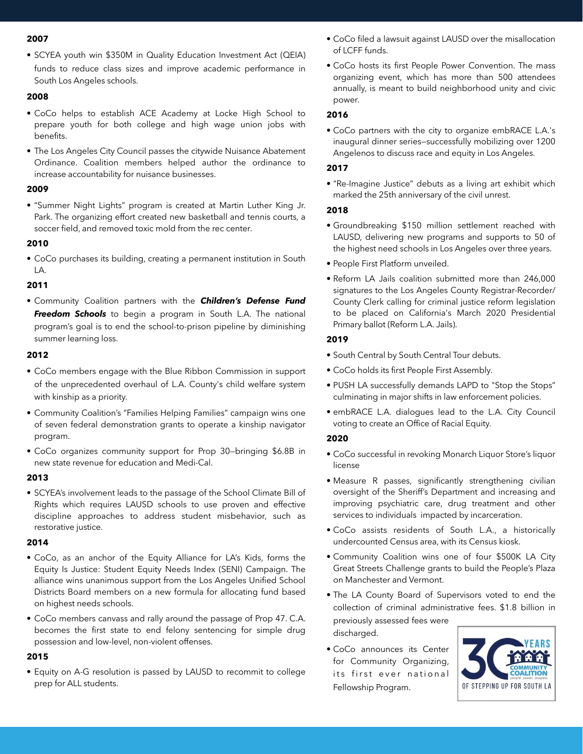**2007**

- SCYEA youth win $350M in Quality Education Investment Act (QEIA) funds to reduce class sizes and improve academic performance in South Los Angeles schools.

**2008**

- CoCo helps to establish ACE Academy at Locke High School to prepare youth for both college and high wage union jobs with benefits.
- The Los Angeles City Council passes the citywide Nuisance Abatement Ordinance. Coalition members helped author the ordinance to increase accountability for nuisance businesses.

**2009**

- "Summer Night Lights" program is created at Martin Luther King Jr. Park. The organizing effort created new basketball and tennis courts, a soccer field, and removed toxic mold from the rec center.

**2010**

- CoCo purchases its building, creating a permanent institution in South LA.

**2011**

- Community Coalition partners with the ***Children's Defense Fund Freedom Schools*** to begin a program in South L.A. The national program's goal is to end the school-to-prison pipeline by diminishing summer learning loss.

**2012**

- CoCo members engage with the Blue Ribbon Commission in support of the unprecedented overhaul of L.A. County's child welfare system with kinship as a priority.
- Community Coalition's "Families Helping Families" campaign wins one of seven federal demonstration grants to operate a kinship navigator program.
- CoCo organizes community support for Prop 30–bringing $6.8B in new state revenue for education and Medi-Cal.

**2013**

- SCYEA's involvement leads to the passage of the School Climate Bill of Rights which requires LAUSD schools to use proven and effective discipline approaches to address student misbehavior, such as restorative justice.

**2014**

- CoCo, as an anchor of the Equity Alliance for LA's Kids, forms the Equity Is Justice: Student Equity Needs Index (SENI) Campaign. The alliance wins unanimous support from the Los Angeles Unified School Districts Board members on a new formula for allocating fund based on highest needs schools.
- CoCo members canvass and rally around the passage of Prop 47. C.A. becomes the first state to end felony sentencing for simple drug possession and low-level, non-violent offenses.

**2015**

- Equity on A-G resolution is passed by LAUSD to recommit to college prep for ALL students.
- CoCo filed a lawsuit against LAUSD over the misallocation of LCFF funds.
- CoCo hosts its first People Power Convention. The mass organizing event, which has more than 500 attendees annually, is meant to build neighborhood unity and civic power.

**2016**

- CoCo partners with the city to organize embRACE L.A.'s inaugural dinner series—successfully mobilizing over 1200 Angelenos to discuss race and equity in Los Angeles.

**2017**

- "Re-Imagine Justice" debuts as a living art exhibit which marked the 25th anniversary of the civil unrest.

**2018**

- Groundbreaking $150 million settlement reached with LAUSD, delivering new programs and supports to 50 of the highest need schools in Los Angeles over three years.
- People First Platform unveiled.
- Reform LA Jails coalition submitted more than 246,000 signatures to the Los Angeles County Registrar-Recorder/County Clerk calling for criminal justice reform legislation to be placed on California's March 2020 Presidential Primary ballot (Reform L.A. Jails).

**2019**

- South Central by South Central Tour debuts.
- CoCo holds its first People First Assembly.
- PUSH LA successfully demands LAPD to "Stop the Stops" culminating in major shifts in law enforcement policies.
- embRACE L.A. dialogues lead to the L.A. City Council voting to create an Office of Racial Equity.

**2020**

- CoCo successful in revoking Monarch Liquor Store's liquor license
- Measure R passes, significantly strengthening civilian oversight of the Sheriff's Department and increasing and improving psychiatric care, drug treatment and other services to individuals impacted by incarceration.
- CoCo assists residents of South L.A., a historically undercounted Census area, with its Census kiosk.
- Community Coalition wins one of four $500K LA City Great Streets Challenge grants to build the People's Plaza on Manchester and Vermont.
- The LA County Board of Supervisors voted to end the collection of criminal administrative fees. $1.8 billion in previously assessed fees were discharged.
- CoCo announces its Center for Community Organizing, its first ever national Fellowship Program.

30 YEARS COMMUNITY COALITION people. power. progress. OF STEPPING UP FOR SOUTH LA